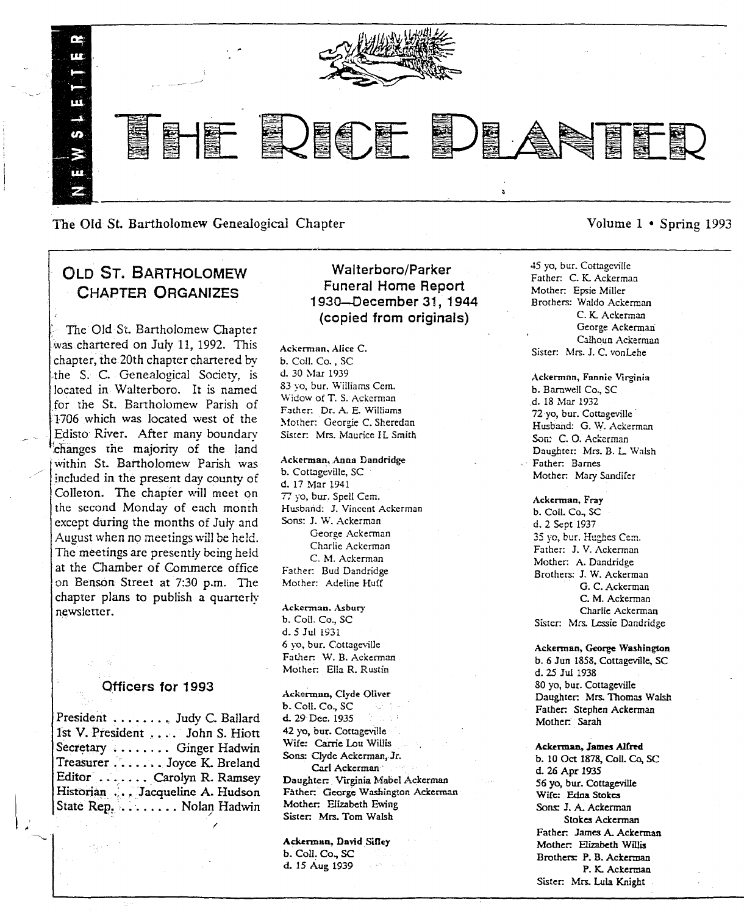# THE RICE PLANTER

NEWSLETTER

The Old St. Bartholomew Genealogical Chapter

Volume 1 • Spring 1993

## OLD ST. BARTHOLOMEW CHAPTER ORGANIZES

The Old St. Bartholomew Chapter was chartered on July 11, 1992. This chapter, the 20th chapter chartered by the S. C. Genealogical Society, is located in Walterboro. It is named for the St. Bartholomew Parish of 1706 which was located west of the Edisto River. After many boundary changes the majority of the land within St. Bartholomew Parish was included in the present day county of Colleton. The chapter will meet on the second Monday of each month except during the months of July and August when no meetings will be held. The meetings are presently being held at the Chamber of Commerce office on Benson Street at 7:30 p.m. The chapter plans to publish a quarterly newsletter.

### Officers for 1993

President ........ Judy C. Ballard
1st V. President .... John S. Hiott
Secretary ........ Ginger Hadwin
Treasurer ........ Joyce K. Breland
Editor ........ Carolyn R. Ramsey
Historian .... Jacqueline A. Hudson
State Rep. ........ Nolan Hadwin

## Walterboro/Parker Funeral Home Report 1930—December 31, 1944 (copied from originals)

**Ackerman, Alice C.**
b. Coll. Co., SC
d. 30 Mar 1939
83 yo, bur. Williams Cem.
Widow of T. S. Ackerman
Father: Dr. A. E. Williams
Mother: Georgie C. Sheredan
Sister: Mrs. Maurice H. Smith

**Ackerman, Anna Dandridge**
b. Cottageville, SC
d. 17 Mar 1941
77 yo, bur. Spell Cem.
Husband: J. Vincent Ackerman
Sons: J. W. Ackerman
George Ackerman
Charlie Ackerman
C. M. Ackerman
Father: Bud Dandridge
Mother: Adeline Huff

**Ackerman, Asbury**
b. Coll. Co., SC
d. 5 Jul 1931
6 yo, bur. Cottageville
Father: W. B. Ackerman
Mother: Ella R. Rustin

**Ackerman, Clyde Oliver**
b. Coll. Co., SC
d. 29 Dec. 1935
42 yo, bur. Cottageville
Wife: Carrie Lou Willis
Sons: Clyde Ackerman, Jr.
Carl Ackerman
Daughter: Virginia Mabel Ackerman
Father: George Washington Ackerman
Mother: Elizabeth Ewing
Sister: Mrs. Tom Walsh

**Ackerman, David Sifley**
b. Coll. Co., SC
d. 15 Aug 1939
45 yo, bur. Cottageville
Father: C. K. Ackerman
Mother: Epsie Miller
Brothers: Waldo Ackerman
C. K. Ackerman
George Ackerman
Calhoun Ackerman
Sister: Mrs. J. C. vonLehe

**Ackermnn, Fannie Virginia**
b. Barnwell Co., SC
d. 18 Mar 1932
72 yo, bur. Cottageville
Husband: G. W. Ackerman
Son: C. O. Ackerman
Daughter: Mrs. B. L. Walsh
Father: Barnes
Mother: Mary Sandifer

**Ackerman, Fray**
b. Coll. Co., SC
d. 2 Sept 1937
35 yo, bur. Hughes Cem.
Father: J. V. Ackerman
Mother: A. Dandridge
Brothers: J. W. Ackerman
G. C. Ackerman
C. M. Ackerman
Charlie Ackerman
Sister: Mrs. Lessie Dandridge

**Ackerman, George Washington**
b. 6 Jun 1858, Cottageville, SC
d. 25 Jul 1938
80 yo, bur. Cottageville
Daughter: Mrs. Thomas Walsh
Father: Stephen Ackerman
Mother: Sarah

**Ackerman, James Alfred**
b. 10 Oct 1878, Coll. Co, SC
d. 26 Apr 1935
56 yo, bur. Cottageville
Wife: Edna Stokes
Sons: J. A. Ackerman
Stokes Ackerman
Father: James A. Ackerman
Mother: Elizabeth Willis
Brothers: P. B. Ackerman
P. K. Ackerman
Sister: Mrs. Lula Knight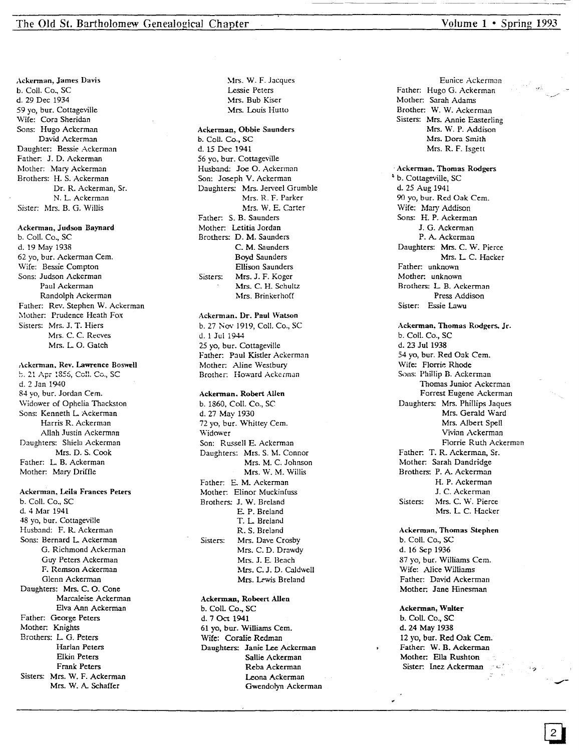**Ackerman, James Davis**
b. Coll. Co., SC
d. 29 Dec 1934
59 yo, bur. Cottageville
Wife: Cora Sheridan
Sons: Hugo Ackerman
David Ackerman
Daughter: Bessie Ackerman
Father: J. D. Ackerman
Mother: Mary Ackerman
Brothers: H. S. Ackerman
Dr. R. Ackerman, Sr.
N. L. Ackerman
Sister: Mrs. B. G. Willis

**Ackerman, Judson Baynard**
b. Coll. Co., SC
d. 19 May 1938
62 yo, bur. Ackerman Cem.
Wife: Bessie Compton
Sons: Judson Ackerman
Paul Ackerman
Randolph Ackerman
Father: Rev. Stephen W. Ackerman
Mother: Prudence Heath Fox
Sisters: Mrs. J. T. Hiers
Mrs. C. C. Reeves
Mrs. L. O. Gatch

**Ackerman, Rev. Lawrence Boswell**
b. 21 Apr 1856, Coll. Co., SC
d. 2 Jan 1940
84 yo, bur. Jordan Cem.
Widower of Ophelia Thackston
Sons: Kenneth L. Ackerman
Harris R. Ackerman
Allah Justin Ackerman
Daughters: Shiela Ackerman
Mrs. D. S. Cook
Father: L. B. Ackerman
Mother: Mary Driffle

**Ackerman, Leila Frances Peters**
b. Coll. Co., SC
d. 4 Mar 1941
48 yo, bur. Cottageville
Husband: F. R. Ackerman
Sons: Bernard L. Ackerman
G. Richmond Ackerman
Guy Peters Ackerman
F. Remson Ackerman
Glenn Ackerman
Daughters: Mrs. C. O. Cone
Marcaleise Ackerman
Elva Ann Ackerman
Father: George Peters
Mother: Knights
Brothers: L. G. Peters
Harlan Peters
Elkin Peters
Frank Peters
Sisters: Mrs. W. F. Ackerman
Mrs. W. A. Schaffer
Mrs. W. F. Jacques
Lessie Peters
Mrs. Bub Kiser
Mrs. Louis Hutto

**Ackerman, Obbie Saunders**
b. Coll. Co., SC
d. 15 Dec 1941
56 yo, bur. Cottageville
Husband: Joe O. Ackerman
Son: Joseph V. Ackerman
Daughters: Mrs. Jerveel Grumble
Mrs. R. F. Parker
Mrs. W. E. Carter
Father: S. B. Saunders
Mother: Letitia Jordan
Brothers: D. M. Saunders
C. M. Saunders
Boyd Saunders
Ellison Saunders
Sisters: Mrs. J. F. Koger
Mrs. C. H. Schultz
Mrs. Brinkerhoff

**Ackerman, Dr. Paul Watson**
b. 27 Nov 1919, Coll. Co., SC
d. 1 Jul 1944
25 yo, bur. Cottageville
Father: Paul Kistler Ackerman
Mother: Aline Westbury
Brother: Howard Ackerman

**Ackerman, Robert Allen**
b. 1860, Coll. Co., SC
d. 27 May 1930
72 yo, bur. Whittey Cem.
Widower
Son: Russell E. Ackerman
Daughters: Mrs. S. M. Connor
Mrs. M. C. Johnson
Mrs. W. M. Willis
Father: E. M. Ackerman
Mother: Elinor Muckinfuss
Brothers: J. W. Breland
E. P. Breland
T. L. Breland
R. S. Breland
Sisters: Mrs. Dave Crosby
Mrs. C. D. Drawdy
Mrs. J. E. Beach
Mrs. C. J. D. Caldwell
Mrs. Lewis Breland

**Ackerman, Robeert Allen**
b. Coll. Co., SC
d. 7 Oct 1941
61 yo, bur. Williams Cem.
Wife: Coralie Redman
Daughters: Janie Lee Ackerman
Sallie Ackerman
Reba Ackerman
Leona Ackerman
Gwendolyn Ackerman
Eunice Ackerman
Father: Hugo G. Ackerman
Mother: Sarah Adams
Brother: W. W. Ackerman
Sisters: Mrs. Annie Easterling
Mrs. W. P. Addison
Mrs. Dora Smith
Mrs. R. F. Isgett

**Ackerman, Thomas Rodgers**
b. Cottageville, SC
d. 25 Aug 1941
90 yo, bur. Red Oak Cem.
Wife: Mary Addison
Sons: H. P. Ackerman
J. G. Ackerman
P. A. Ackerman
Daughters: Mrs. C. W. Pierce
Mrs. L. C. Hacker
Father: unknown
Mother: unknown
Brothers: L. B. Ackerman
Press Addison
Sister: Essie Lawu

**Ackerman, Thomas Rodgers, Jr.**
b. Coll. Co., SC
d. 23 Jul 1938
54 yo, bur. Red Oak Cem.
Wife: Florrie Rhode
Sons: Phillip B. Ackerman
Thomas Junior Ackerman
Forrest Eugene Ackerman
Daughters: Mrs. Phillips Jaques
Mrs. Gerald Ward
Mrs. Albert Spell
Vivian Ackerman
Florrie Ruth Ackerman
Father: T. R. Ackerman, Sr.
Mother: Sarah Dandridge
Brothers: P. A. Ackerman
H. P. Ackerman
J. C. Ackerman
Sisters: Mrs. C. W. Pierce
Mrs. L. C. Hacker

**Ackerman, Thomas Stephen**
b. Coll. Co., SC
d. 16 Sep 1936
87 yo, bur. Williams Cem.
Wife: Alice Williams
Father: David Ackerman
Mother: Jane Hinesman

**Ackerman, Walter**
b. Coll. Co., SC
d. 24 May 1938
12 yo, bur. Red Oak Cem.
Father: W. B. Ackerman
Mother: Ella Rushton
Sister: Inez Ackerman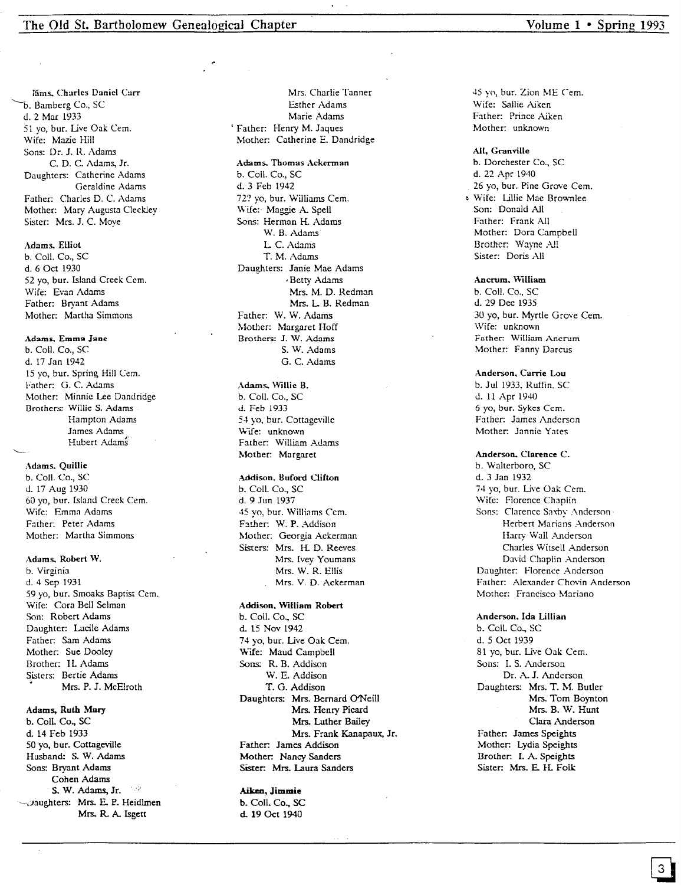**Adams, Charles Daniel Carr**
b. Bamberg Co., SC
d. 2 Mar 1933
51 yo, bur. Live Oak Cem.
Wife: Mazie Hill
Sons: Dr. J. R. Adams
C. D. C. Adams, Jr.
Daughters: Catherine Adams
Geraldine Adams
Father: Charles D. C. Adams
Mother: Mary Augusta Cleckley
Sister: Mrs. J. C. Moye

**Adams, Elliot**
b. Coll. Co., SC
d. 6 Oct 1930
52 yo, bur. Island Creek Cem.
Wife: Evan Adams
Father: Bryant Adams
Mother: Martha Simmons

**Adams, Emma Jane**
b. Coll. Co., SC
d. 17 Jan 1942
15 yo, bur. Spring Hill Cem.
Father: G. C. Adams
Mother: Minnie Lee Dandridge
Brothers: Willie S. Adams
Hampton Adams
James Adams
Hubert Adams

**Adams, Quillie**
b. Coll. Co., SC
d. 17 Aug 1930
60 yo, bur. Island Creek Cem.
Wife: Emma Adams
Father: Peter Adams
Mother: Martha Simmons

**Adams, Robert W.**
b. Virginia
d. 4 Sep 1931
59 yo, bur. Smoaks Baptist Cem.
Wife: Cora Bell Selman
Son: Robert Adams
Daughter: Lucile Adams
Father: Sam Adams
Mother: Sue Dooley
Brother: H. Adams
Sisters: Bertie Adams
Mrs. P. J. McElroth

**Adams, Ruth Mary**
b. Coll. Co., SC
d. 14 Feb 1933
50 yo, bur. Cottageville
Husband: S. W. Adams
Sons: Bryant Adams
Cohen Adams
S. W. Adams, Jr.
Daughters: Mrs. E. P. Heidlmen
Mrs. R. A. Isgett
Mrs. Charlie Tanner
Esther Adams
Marie Adams
Father: Henry M. Jaques
Mother: Catherine E. Dandridge

**Adams, Thomas Ackerman**
b. Coll. Co., SC
d. 3 Feb 1942
72? yo, bur. Williams Cem.
Wife: Maggie A. Spell
Sons: Herman H. Adams
W. B. Adams
L. C. Adams
T. M. Adams
Daughters: Janie Mae Adams
Betty Adams
Mrs. M. D. Redman
Mrs. L. B. Redman
Father: W. W. Adams
Mother: Margaret Hoff
Brothers: J. W. Adams
S. W. Adams
G. C. Adams

**Adams, Willie B.**
b. Coll. Co., SC
d. Feb 1933
54 yo, bur. Cottageville
Wife: unknown
Father: William Adams
Mother: Margaret

**Addison, Buford Clifton**
b. Coll. Co., SC
d. 9 Jun 1937
45 yo, bur. Williams Cem.
Father: W. P. Addison
Mother: Georgia Ackerman
Sisters: Mrs. H. D. Reeves
Mrs. Ivey Youmans
Mrs. W. R. Ellis
Mrs. V. D. Ackerman

**Addison, William Robert**
b. Coll. Co., SC
d. 15 Nov 1942
74 yo, bur. Live Oak Cem.
Wife: Maud Campbell
Sons: R. B. Addison
W. E. Addison
T. G. Addison
Daughters: Mrs. Bernard O'Neill
Mrs. Henry Picard
Mrs. Luther Bailey
Mrs. Frank Kanapaux, Jr.
Father: James Addison
Mother: Nancy Sanders
Sister: Mrs. Laura Sanders

**Aiken, Jimmie**
b. Coll. Co., SC
d. 19 Oct 1940
45 yo, bur. Zion ME Cem.
Wife: Sallie Aiken
Father: Prince Aiken
Mother: unknown

**All, Granville**
b. Dorchester Co., SC
d. 22 Apr 1940
26 yo, bur. Pine Grove Cem.
Wife: Lillie Mae Brownlee
Son: Donald All
Father: Frank All
Mother: Dora Campbell
Brother: Wayne All
Sister: Doris All

**Ancrum, William**
b. Coll. Co., SC
d. 29 Dec 1935
30 yo, bur. Myrtle Grove Cem.
Wife: unknown
Father: William Ancrum
Mother: Fanny Darcus

**Anderson, Carrie Lou**
b. Jul 1933, Ruffin, SC
d. 11 Apr 1940
6 yo, bur. Sykes Cem.
Father: James Anderson
Mother: Jannie Yates

**Anderson, Clarence C.**
b. Walterboro, SC
d. 3 Jan 1932
74 yo, bur. Live Oak Cem.
Wife: Florence Chaplin
Sons: Clarence Saxby Anderson
Herbert Marians Anderson
Harry Wall Anderson
Charles Witsell Anderson
David Chaplin Anderson
Daughter: Florence Anderson
Father: Alexander Chovin Anderson
Mother: Francisco Mariano

**Anderson, Ida Lillian**
b. Coll. Co., SC
d. 5 Oct 1939
81 yo, bur. Live Oak Cem.
Sons: I. S. Anderson
Dr. A. J. Anderson
Daughters: Mrs. T. M. Butler
Mrs. Tom Boynton
Mrs. B. W. Hunt
Clara Anderson
Father: James Speights
Mother: Lydia Speights
Brother: I. A. Speights
Sister: Mrs. E. H. Folk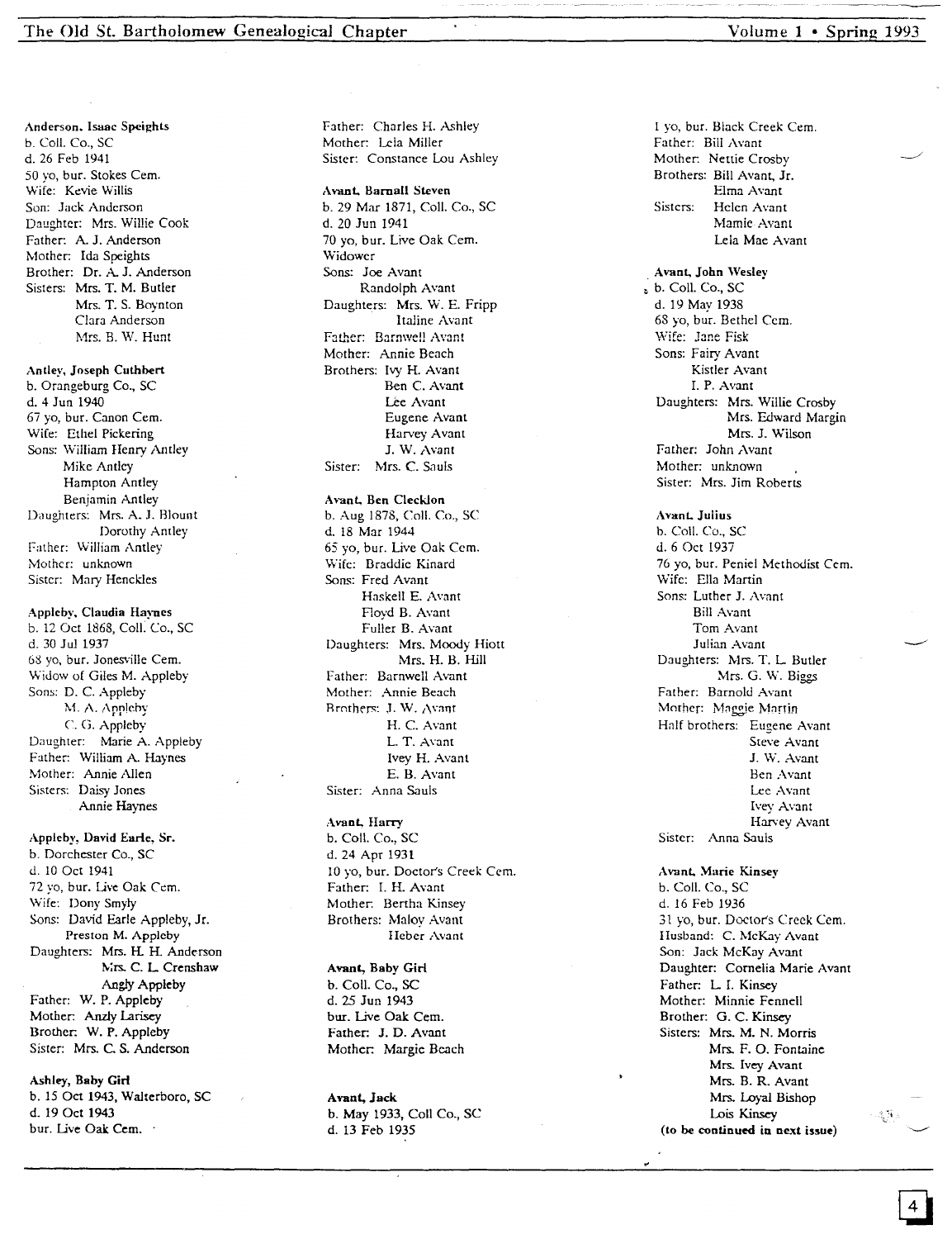**Anderson, Isaac Speights**
b. Coll. Co., SC
d. 26 Feb 1941
50 yo, bur. Stokes Cem.
Wife: Kevie Willis
Son: Jack Anderson
Daughter: Mrs. Willie Cook
Father: A. J. Anderson
Mother: Ida Speights
Brother: Dr. A. J. Anderson
Sisters: Mrs. T. M. Butler
Mrs. T. S. Boynton
Clara Anderson
Mrs. B. W. Hunt

**Antley, Joseph Cuthbert**
b. Orangeburg Co., SC
d. 4 Jun 1940
67 yo, bur. Canon Cem.
Wife: Ethel Pickering
Sons: William Henry Antley
Mike Antley
Hampton Antley
Benjamin Antley
Daughters: Mrs. A. J. Blount
Dorothy Antley
Father: William Antley
Mother: unknown
Sister: Mary Henckles

**Appleby, Claudia Haynes**
b. 12 Oct 1868, Coll. Co., SC
d. 30 Jul 1937
68 yo, bur. Jonesville Cem.
Widow of Giles M. Appleby
Sons: D. C. Appleby
M. A. Appleby
C. G. Appleby
Daughter: Marie A. Appleby
Father: William A. Haynes
Mother: Annie Allen
Sisters: Daisy Jones
Annie Haynes

**Appleby, David Earle, Sr.**
b. Dorchester Co., SC
d. 10 Oct 1941
72 yo, bur. Live Oak Cem.
Wife: Dony Smyly
Sons: David Earle Appleby, Jr.
Preston M. Appleby
Daughters: Mrs. H. H. Anderson
Mrs. C. L. Crenshaw
Angly Appleby
Father: W. P. Appleby
Mother: Anzly Larisey
Brother: W. P. Appleby
Sister: Mrs. C. S. Anderson

**Ashley, Baby Girl**
b. 15 Oct 1943, Walterboro, SC
d. 19 Oct 1943
bur. Live Oak Cem.
Father: Charles H. Ashley
Mother: Lela Miller
Sister: Constance Lou Ashley

**Avant, Barnall Steven**
b. 29 Mar 1871, Coll. Co., SC
d. 20 Jun 1941
70 yo, bur. Live Oak Cem.
Widower
Sons: Joe Avant
Randolph Avant
Daughters: Mrs. W. E. Fripp
Italine Avant
Father: Barnwell Avant
Mother: Annie Beach
Brothers: Ivy H. Avant
Ben C. Avant
Lee Avant
Eugene Avant
Harvey Avant
J. W. Avant
Sister: Mrs. C. Sauls

**Avant, Ben Clecklon**
b. Aug 1878, Coll. Co., SC
d. 18 Mar 1944
65 yo, bur. Live Oak Cem.
Wife: Braddie Kinard
Sons: Fred Avant
Haskell E. Avant
Floyd B. Avant
Fuller B. Avant
Daughters: Mrs. Moody Hiott
Mrs. H. B. Hill
Father: Barnwell Avant
Mother: Annie Beach
Brothers: J. W. Avant
H. C. Avant
L. T. Avant
Ivey H. Avant
E. B. Avant
Sister: Anna Sauls

**Avant, Harry**
b. Coll. Co., SC
d. 24 Apr 1931
10 yo, bur. Doctor's Creek Cem.
Father: I. H. Avant
Mother: Bertha Kinsey
Brothers: Maloy Avant
Heber Avant

**Avant, Baby Girl**
b. Coll. Co., SC
d. 25 Jun 1943
bur. Live Oak Cem.
Father: J. D. Avant
Mother: Margie Beach

**Avant, Jack**
b. May 1933, Coll Co., SC
d. 13 Feb 1935
1 yo, bur. Black Creek Cem.
Father: Bill Avant
Mother: Nettie Crosby
Brothers: Bill Avant, Jr.
Elma Avant
Sisters: Helen Avant
Mamie Avant
Lela Mae Avant

**Avant, John Wesley**
b. Coll. Co., SC
d. 19 May 1938
68 yo, bur. Bethel Cem.
Wife: Jane Fisk
Sons: Fairy Avant
Kistler Avant
I. P. Avant
Daughters: Mrs. Willie Crosby
Mrs. Edward Margin
Mrs. J. Wilson
Father: John Avant
Mother: unknown
Sister: Mrs. Jim Roberts

**Avant, Julius**
b. Coll. Co., SC
d. 6 Oct 1937
76 yo, bur. Peniel Methodist Cem.
Wife: Ella Martin
Sons: Luther J. Avant
Bill Avant
Tom Avant
Julian Avant
Daughters: Mrs. T. L. Butler
Mrs. G. W. Biggs
Father: Barnold Avant
Mother: Maggie Martin
Half brothers: Eugene Avant
Steve Avant
J. W. Avant
Ben Avant
Lee Avant
Ivey Avant
Harvey Avant
Sister: Anna Sauls

**Avant, Marie Kinsey**
b. Coll. Co., SC
d. 16 Feb 1936
31 yo, bur. Doctor's Creek Cem.
Husband: C. McKay Avant
Son: Jack McKay Avant
Daughter: Cornelia Marie Avant
Father: L. I. Kinsey
Mother: Minnie Fennell
Brother: G. C. Kinsey
Sisters: Mrs. M. N. Morris
Mrs. F. O. Fontaine
Mrs. Ivey Avant
Mrs. B. R. Avant
Mrs. Loyal Bishop
Lois Kinsey

**(to be continued in next issue)**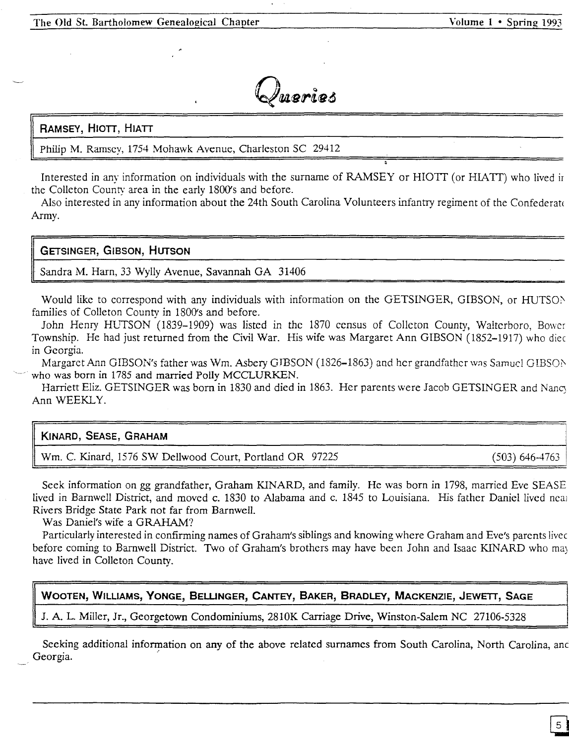# Queries

## RAMSEY, HIOTT, HIATT

Philip M. Ramsey, 1754 Mohawk Avenue, Charleston SC 29412

Interested in any information on individuals with the surname of RAMSEY or HIOTT (or HIATT) who lived in the Colleton County area in the early 1800's and before.

Also interested in any information about the 24th South Carolina Volunteers infantry regiment of the Confederate Army.

## GETSINGER, GIBSON, HUTSON

Sandra M. Harn, 33 Wylly Avenue, Savannah GA 31406

Would like to correspond with any individuals with information on the GETSINGER, GIBSON, or HUTSON families of Colleton County in 1800's and before.

John Henry HUTSON (1839–1909) was listed in the 1870 census of Colleton County, Walterboro, Bower Township. He had just returned from the Civil War. His wife was Margaret Ann GIBSON (1852–1917) who died in Georgia.

Margaret Ann GIBSON's father was Wm. Asbery GIBSON (1826–1863) and her grandfather was Samuel GIBSON who was born in 1785 and married Polly MCCLURKEN.

Harriett Eliz. GETSINGER was born in 1830 and died in 1863. Her parents were Jacob GETSINGER and Nancy Ann WEEKLY.

## KINARD, SEASE, GRAHAM

Wm. C. Kinard, 1576 SW Dellwood Court, Portland OR 97225 (503) 646-4763

Seek information on gg grandfather, Graham KINARD, and family. He was born in 1798, married Eve SEASE lived in Barnwell District, and moved c. 1830 to Alabama and c. 1845 to Louisiana. His father Daniel lived near Rivers Bridge State Park not far from Barnwell.

Was Daniel's wife a GRAHAM?

Particularly interested in confirming names of Graham's siblings and knowing where Graham and Eve's parents lived before coming to Barnwell District. Two of Graham's brothers may have been John and Isaac KINARD who may have lived in Colleton County.

## WOOTEN, WILLIAMS, YONGE, BELLINGER, CANTEY, BAKER, BRADLEY, MACKENZIE, JEWETT, SAGE

J. A. L. Miller, Jr., Georgetown Condominiums, 2810K Carriage Drive, Winston-Salem NC 27106-5328

Seeking additional information on any of the above related surnames from South Carolina, North Carolina, and Georgia.